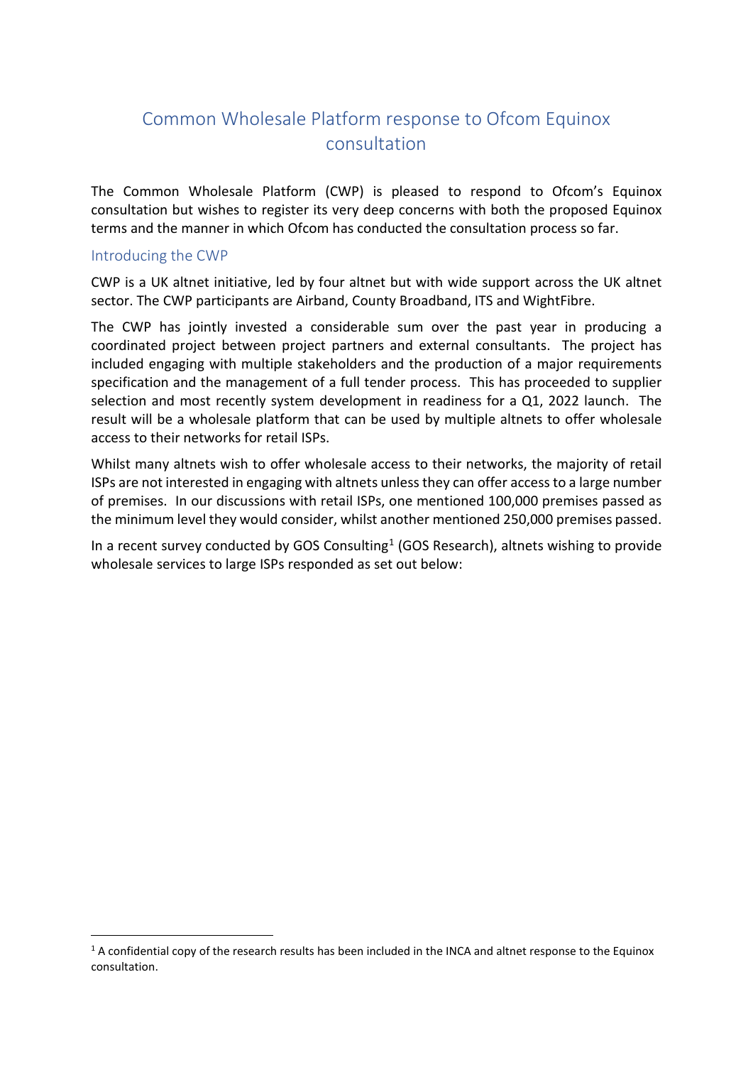# Common Wholesale Platform response to Ofcom Equinox consultation

The Common Wholesale Platform (CWP) is pleased to respond to Ofcom's Equinox consultation but wishes to register its very deep concerns with both the proposed Equinox terms and the manner in which Ofcom has conducted the consultation process so far.

## Introducing the CWP

CWP is a UK altnet initiative, led by four altnet but with wide support across the UK altnet sector. The CWP participants are Airband, County Broadband, ITS and WightFibre.

The CWP has jointly invested a considerable sum over the past year in producing a coordinated project between project partners and external consultants. The project has included engaging with multiple stakeholders and the production of a major requirements specification and the management of a full tender process. This has proceeded to supplier selection and most recently system development in readiness for a Q1, 2022 launch. The result will be a wholesale platform that can be used by multiple altnets to offer wholesale access to their networks for retail ISPs.

Whilst many altnets wish to offer wholesale access to their networks, the majority of retail ISPs are not interested in engaging with altnets unless they can offer access to a large number of premises. In our discussions with retail ISPs, one mentioned 100,000 premises passed as the minimum level they would consider, whilst another mentioned 250,000 premises passed.

In a recent survey conducted by GOS Consulting[1] (GOS Research), altnets wishing to provide wholesale services to large ISPs responded as set out below:

[1] A confidential copy of the research results has been included in the INCA and altnet response to the Equinox consultation.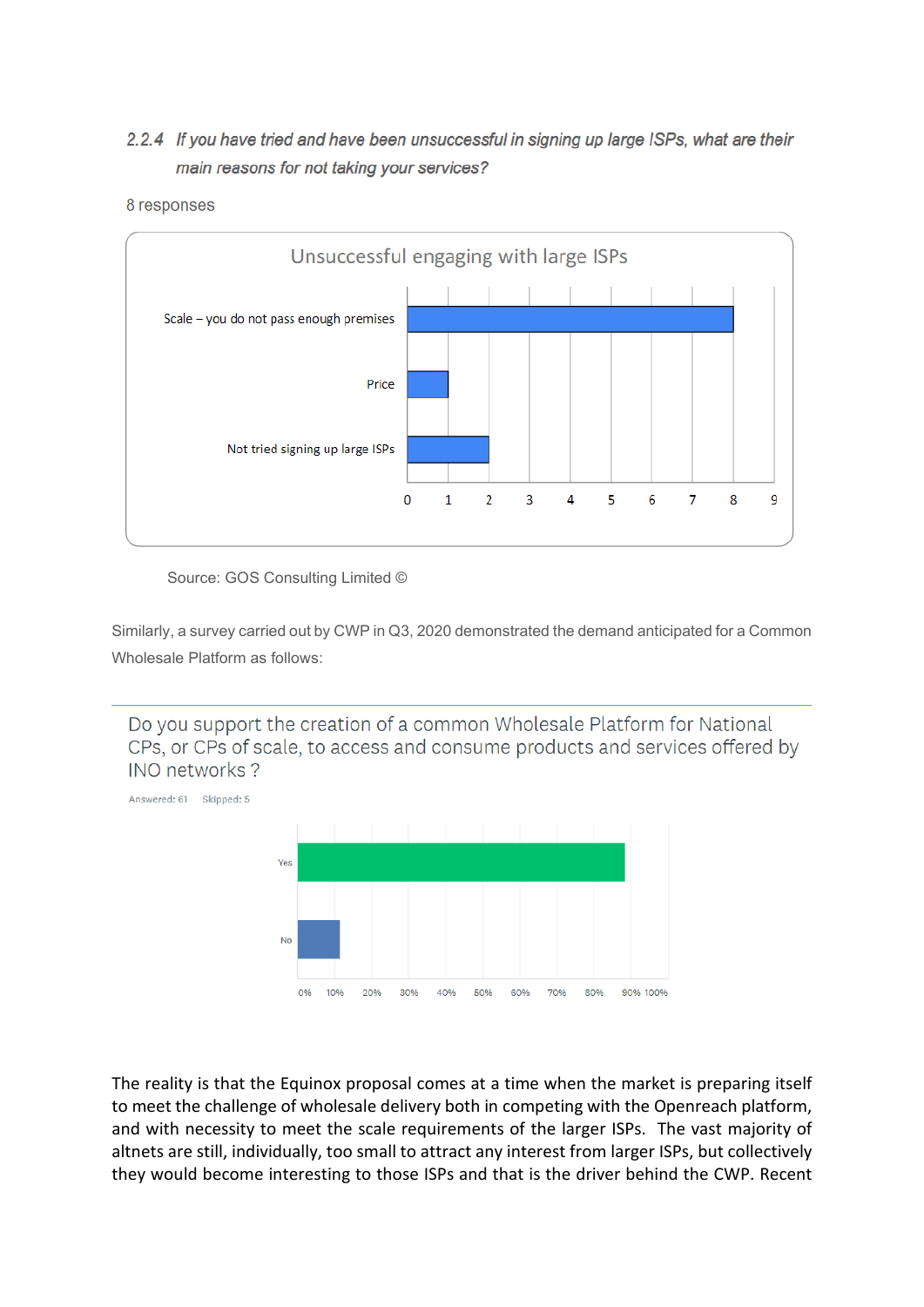### 2.2.4 *If you have tried and have been unsuccessful in signing up large ISPs, what are their main reasons for not taking your services?*

8 responses

**Unsuccessful engaging with large ISPs**

| Reason | Responses |
|---|---|
| Scale – you do not pass enough premises | 8 |
| Price | 1 |
| Not tried signing up large ISPs | 2 |

Source: GOS Consulting Limited ©

Similarly, a survey carried out by CWP in Q3, 2020 demonstrated the demand anticipated for a Common Wholesale Platform as follows:

**Do you support the creation of a common Wholesale Platform for National CPs, or CPs of scale, to access and consume products and services offered by INO networks ?**

Answered: 61 Skipped: 5

| Answer | Share |
|---|---|
| Yes | ~88% |
| No | ~11% |

The reality is that the Equinox proposal comes at a time when the market is preparing itself to meet the challenge of wholesale delivery both in competing with the Openreach platform, and with necessity to meet the scale requirements of the larger ISPs. The vast majority of altnets are still, individually, too small to attract any interest from larger ISPs, but collectively they would become interesting to those ISPs and that is the driver behind the CWP. Recent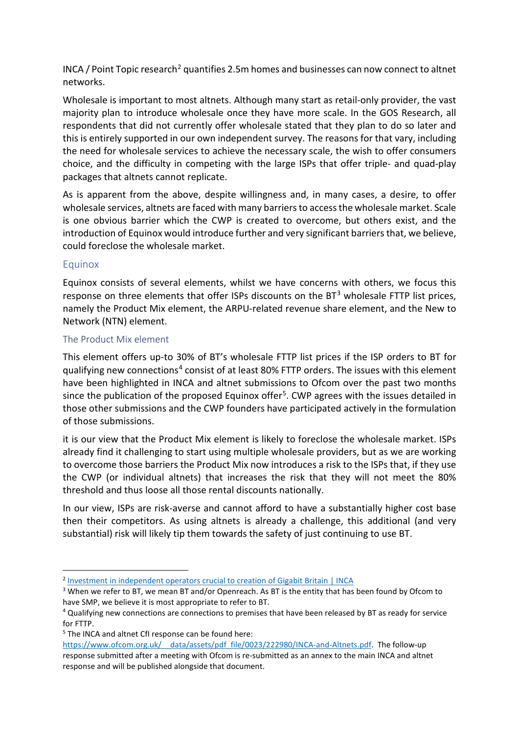INCA / Point Topic research[2] quantifies 2.5m homes and businesses can now connect to altnet networks.

Wholesale is important to most altnets. Although many start as retail-only provider, the vast majority plan to introduce wholesale once they have more scale. In the GOS Research, all respondents that did not currently offer wholesale stated that they plan to do so later and this is entirely supported in our own independent survey. The reasons for that vary, including the need for wholesale services to achieve the necessary scale, the wish to offer consumers choice, and the difficulty in competing with the large ISPs that offer triple- and quad-play packages that altnets cannot replicate.

As is apparent from the above, despite willingness and, in many cases, a desire, to offer wholesale services, altnets are faced with many barriers to access the wholesale market. Scale is one obvious barrier which the CWP is created to overcome, but others exist, and the introduction of Equinox would introduce further and very significant barriers that, we believe, could foreclose the wholesale market.

## Equinox

Equinox consists of several elements, whilst we have concerns with others, we focus this response on three elements that offer ISPs discounts on the BT[3] wholesale FTTP list prices, namely the Product Mix element, the ARPU-related revenue share element, and the New to Network (NTN) element.

### The Product Mix element

This element offers up-to 30% of BT's wholesale FTTP list prices if the ISP orders to BT for qualifying new connections[4] consist of at least 80% FTTP orders. The issues with this element have been highlighted in INCA and altnet submissions to Ofcom over the past two months since the publication of the proposed Equinox offer[5]. CWP agrees with the issues detailed in those other submissions and the CWP founders have participated actively in the formulation of those submissions.

it is our view that the Product Mix element is likely to foreclose the wholesale market. ISPs already find it challenging to start using multiple wholesale providers, but as we are working to overcome those barriers the Product Mix now introduces a risk to the ISPs that, if they use the CWP (or individual altnets) that increases the risk that they will not meet the 80% threshold and thus loose all those rental discounts nationally.

In our view, ISPs are risk-averse and cannot afford to have a substantially higher cost base then their competitors. As using altnets is already a challenge, this additional (and very substantial) risk will likely tip them towards the safety of just continuing to use BT.

---

[2] Investment in independent operators crucial to creation of Gigabit Britain | INCA

[3] When we refer to BT, we mean BT and/or Openreach. As BT is the entity that has been found by Ofcom to have SMP, we believe it is most appropriate to refer to BT.

[4] Qualifying new connections are connections to premises that have been released by BT as ready for service for FTTP.

[5] The INCA and altnet CfI response can be found here: https://www.ofcom.org.uk/__data/assets/pdf_file/0023/222980/INCA-and-Altnets.pdf. The follow-up response submitted after a meeting with Ofcom is re-submitted as an annex to the main INCA and altnet response and will be published alongside that document.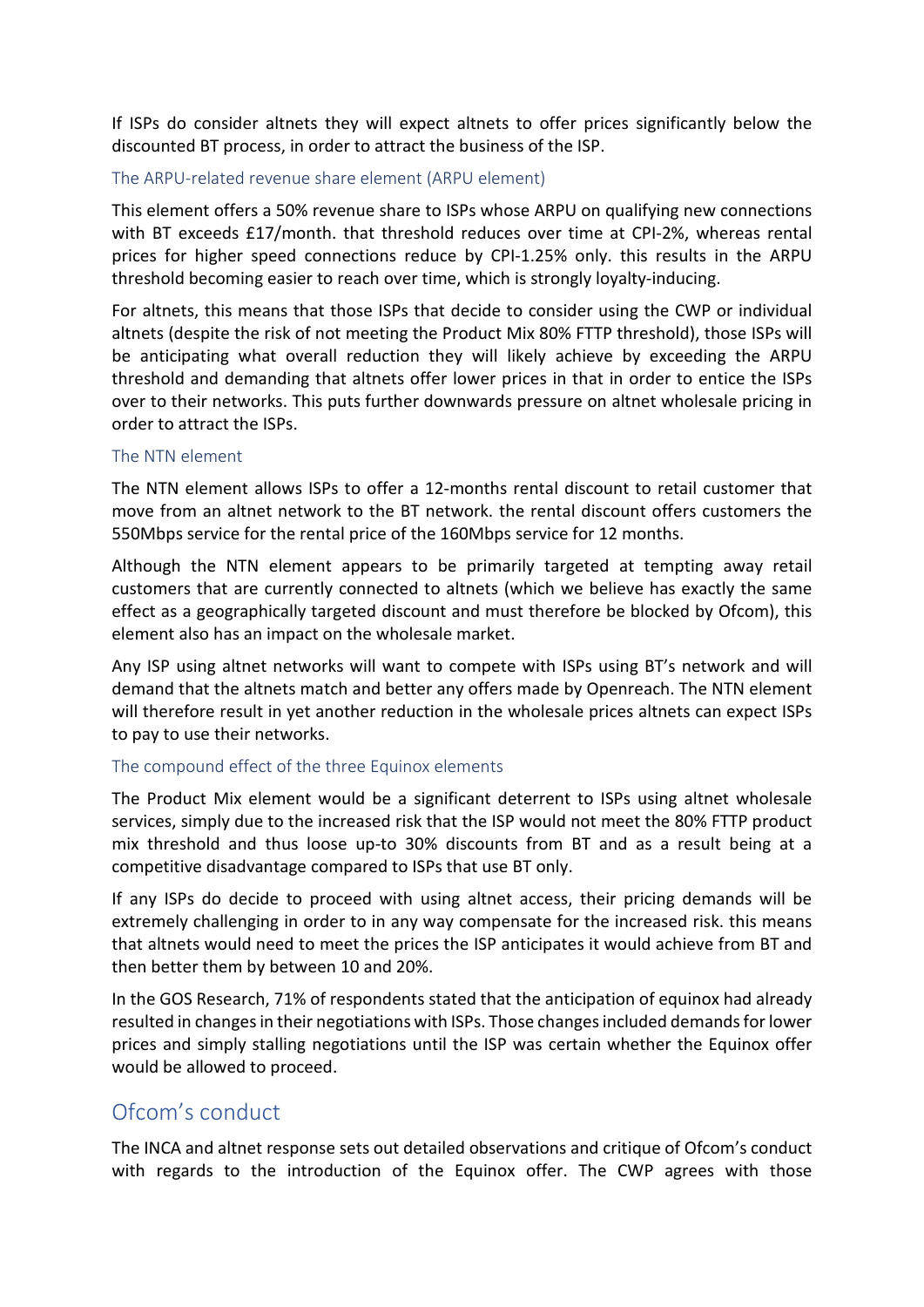If ISPs do consider altnets they will expect altnets to offer prices significantly below the discounted BT process, in order to attract the business of the ISP.

### The ARPU-related revenue share element (ARPU element)

This element offers a 50% revenue share to ISPs whose ARPU on qualifying new connections with BT exceeds £17/month. that threshold reduces over time at CPI-2%, whereas rental prices for higher speed connections reduce by CPI-1.25% only. this results in the ARPU threshold becoming easier to reach over time, which is strongly loyalty-inducing.

For altnets, this means that those ISPs that decide to consider using the CWP or individual altnets (despite the risk of not meeting the Product Mix 80% FTTP threshold), those ISPs will be anticipating what overall reduction they will likely achieve by exceeding the ARPU threshold and demanding that altnets offer lower prices in that in order to entice the ISPs over to their networks. This puts further downwards pressure on altnet wholesale pricing in order to attract the ISPs.

### The NTN element

The NTN element allows ISPs to offer a 12-months rental discount to retail customer that move from an altnet network to the BT network. the rental discount offers customers the 550Mbps service for the rental price of the 160Mbps service for 12 months.

Although the NTN element appears to be primarily targeted at tempting away retail customers that are currently connected to altnets (which we believe has exactly the same effect as a geographically targeted discount and must therefore be blocked by Ofcom), this element also has an impact on the wholesale market.

Any ISP using altnet networks will want to compete with ISPs using BT's network and will demand that the altnets match and better any offers made by Openreach. The NTN element will therefore result in yet another reduction in the wholesale prices altnets can expect ISPs to pay to use their networks.

### The compound effect of the three Equinox elements

The Product Mix element would be a significant deterrent to ISPs using altnet wholesale services, simply due to the increased risk that the ISP would not meet the 80% FTTP product mix threshold and thus loose up-to 30% discounts from BT and as a result being at a competitive disadvantage compared to ISPs that use BT only.

If any ISPs do decide to proceed with using altnet access, their pricing demands will be extremely challenging in order to in any way compensate for the increased risk. this means that altnets would need to meet the prices the ISP anticipates it would achieve from BT and then better them by between 10 and 20%.

In the GOS Research, 71% of respondents stated that the anticipation of equinox had already resulted in changes in their negotiations with ISPs. Those changes included demands for lower prices and simply stalling negotiations until the ISP was certain whether the Equinox offer would be allowed to proceed.

## Ofcom's conduct

The INCA and altnet response sets out detailed observations and critique of Ofcom's conduct with regards to the introduction of the Equinox offer. The CWP agrees with those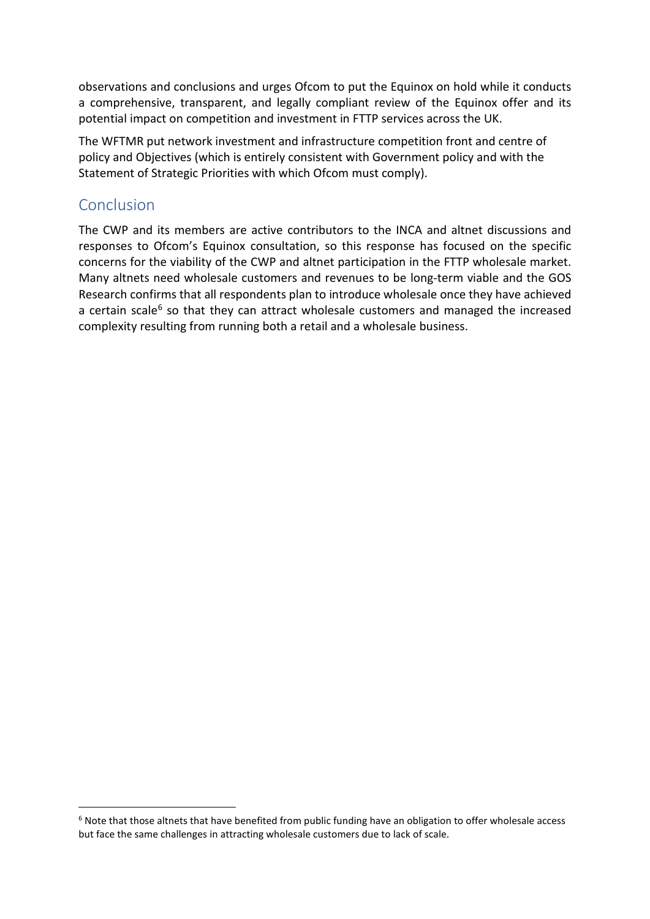observations and conclusions and urges Ofcom to put the Equinox on hold while it conducts a comprehensive, transparent, and legally compliant review of the Equinox offer and its potential impact on competition and investment in FTTP services across the UK.

The WFTMR put network investment and infrastructure competition front and centre of policy and Objectives (which is entirely consistent with Government policy and with the Statement of Strategic Priorities with which Ofcom must comply).

## Conclusion

The CWP and its members are active contributors to the INCA and altnet discussions and responses to Ofcom's Equinox consultation, so this response has focused on the specific concerns for the viability of the CWP and altnet participation in the FTTP wholesale market. Many altnets need wholesale customers and revenues to be long-term viable and the GOS Research confirms that all respondents plan to introduce wholesale once they have achieved a certain scale[6] so that they can attract wholesale customers and managed the increased complexity resulting from running both a retail and a wholesale business.

[6] Note that those altnets that have benefited from public funding have an obligation to offer wholesale access but face the same challenges in attracting wholesale customers due to lack of scale.